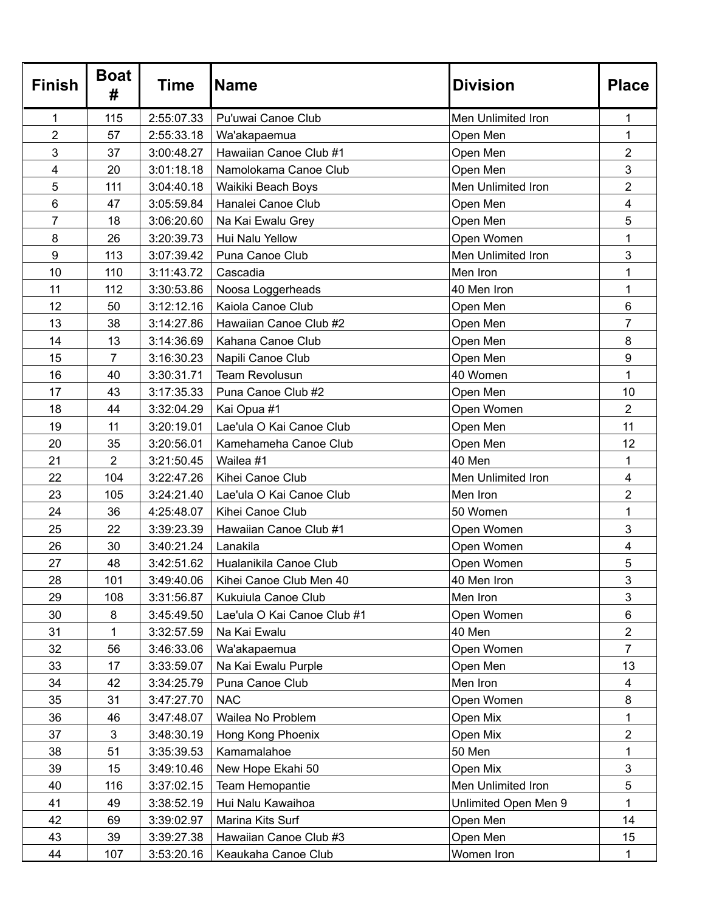| Finish | Boat # | Time | Name | Division | Place |
|---|---|---|---|---|---|
| 1 | 115 | 2:55:07.33 | Pu'uwai Canoe Club | Men Unlimited Iron | 1 |
| 2 | 57 | 2:55:33.18 | Wa'akapaemua | Open Men | 1 |
| 3 | 37 | 3:00:48.27 | Hawaiian Canoe Club #1 | Open Men | 2 |
| 4 | 20 | 3:01:18.18 | Namolokama Canoe Club | Open Men | 3 |
| 5 | 111 | 3:04:40.18 | Waikiki Beach Boys | Men Unlimited Iron | 2 |
| 6 | 47 | 3:05:59.84 | Hanalei Canoe Club | Open Men | 4 |
| 7 | 18 | 3:06:20.60 | Na Kai Ewalu Grey | Open Men | 5 |
| 8 | 26 | 3:20:39.73 | Hui Nalu Yellow | Open Women | 1 |
| 9 | 113 | 3:07:39.42 | Puna Canoe Club | Men Unlimited Iron | 3 |
| 10 | 110 | 3:11:43.72 | Cascadia | Men Iron | 1 |
| 11 | 112 | 3:30:53.86 | Noosa Loggerheads | 40 Men Iron | 1 |
| 12 | 50 | 3:12:12.16 | Kaiola Canoe Club | Open Men | 6 |
| 13 | 38 | 3:14:27.86 | Hawaiian Canoe Club #2 | Open Men | 7 |
| 14 | 13 | 3:14:36.69 | Kahana Canoe Club | Open Men | 8 |
| 15 | 7 | 3:16:30.23 | Napili Canoe Club | Open Men | 9 |
| 16 | 40 | 3:30:31.71 | Team Revolusun | 40 Women | 1 |
| 17 | 43 | 3:17:35.33 | Puna Canoe Club #2 | Open Men | 10 |
| 18 | 44 | 3:32:04.29 | Kai Opua #1 | Open Women | 2 |
| 19 | 11 | 3:20:19.01 | Lae'ula O Kai Canoe Club | Open Men | 11 |
| 20 | 35 | 3:20:56.01 | Kamehameha Canoe Club | Open Men | 12 |
| 21 | 2 | 3:21:50.45 | Wailea #1 | 40 Men | 1 |
| 22 | 104 | 3:22:47.26 | Kihei Canoe Club | Men Unlimited Iron | 4 |
| 23 | 105 | 3:24:21.40 | Lae'ula O Kai Canoe Club | Men Iron | 2 |
| 24 | 36 | 4:25:48.07 | Kihei Canoe Club | 50 Women | 1 |
| 25 | 22 | 3:39:23.39 | Hawaiian Canoe Club #1 | Open Women | 3 |
| 26 | 30 | 3:40:21.24 | Lanakila | Open Women | 4 |
| 27 | 48 | 3:42:51.62 | Hualanikila Canoe Club | Open Women | 5 |
| 28 | 101 | 3:49:40.06 | Kihei Canoe Club Men 40 | 40 Men Iron | 3 |
| 29 | 108 | 3:31:56.87 | Kukuiula Canoe Club | Men Iron | 3 |
| 30 | 8 | 3:45:49.50 | Lae'ula O Kai Canoe Club #1 | Open Women | 6 |
| 31 | 1 | 3:32:57.59 | Na Kai Ewalu | 40 Men | 2 |
| 32 | 56 | 3:46:33.06 | Wa'akapaemua | Open Women | 7 |
| 33 | 17 | 3:33:59.07 | Na Kai Ewalu Purple | Open Men | 13 |
| 34 | 42 | 3:34:25.79 | Puna Canoe Club | Men Iron | 4 |
| 35 | 31 | 3:47:27.70 | NAC | Open Women | 8 |
| 36 | 46 | 3:47:48.07 | Wailea No Problem | Open Mix | 1 |
| 37 | 3 | 3:48:30.19 | Hong Kong Phoenix | Open Mix | 2 |
| 38 | 51 | 3:35:39.53 | Kamamalahoe | 50 Men | 1 |
| 39 | 15 | 3:49:10.46 | New Hope Ekahi 50 | Open Mix | 3 |
| 40 | 116 | 3:37:02.15 | Team Hemopantie | Men Unlimited Iron | 5 |
| 41 | 49 | 3:38:52.19 | Hui Nalu Kawaihoa | Unlimited Open Men 9 | 1 |
| 42 | 69 | 3:39:02.97 | Marina Kits Surf | Open Men | 14 |
| 43 | 39 | 3:39:27.38 | Hawaiian Canoe Club #3 | Open Men | 15 |
| 44 | 107 | 3:53:20.16 | Keaukaha Canoe Club | Women Iron | 1 |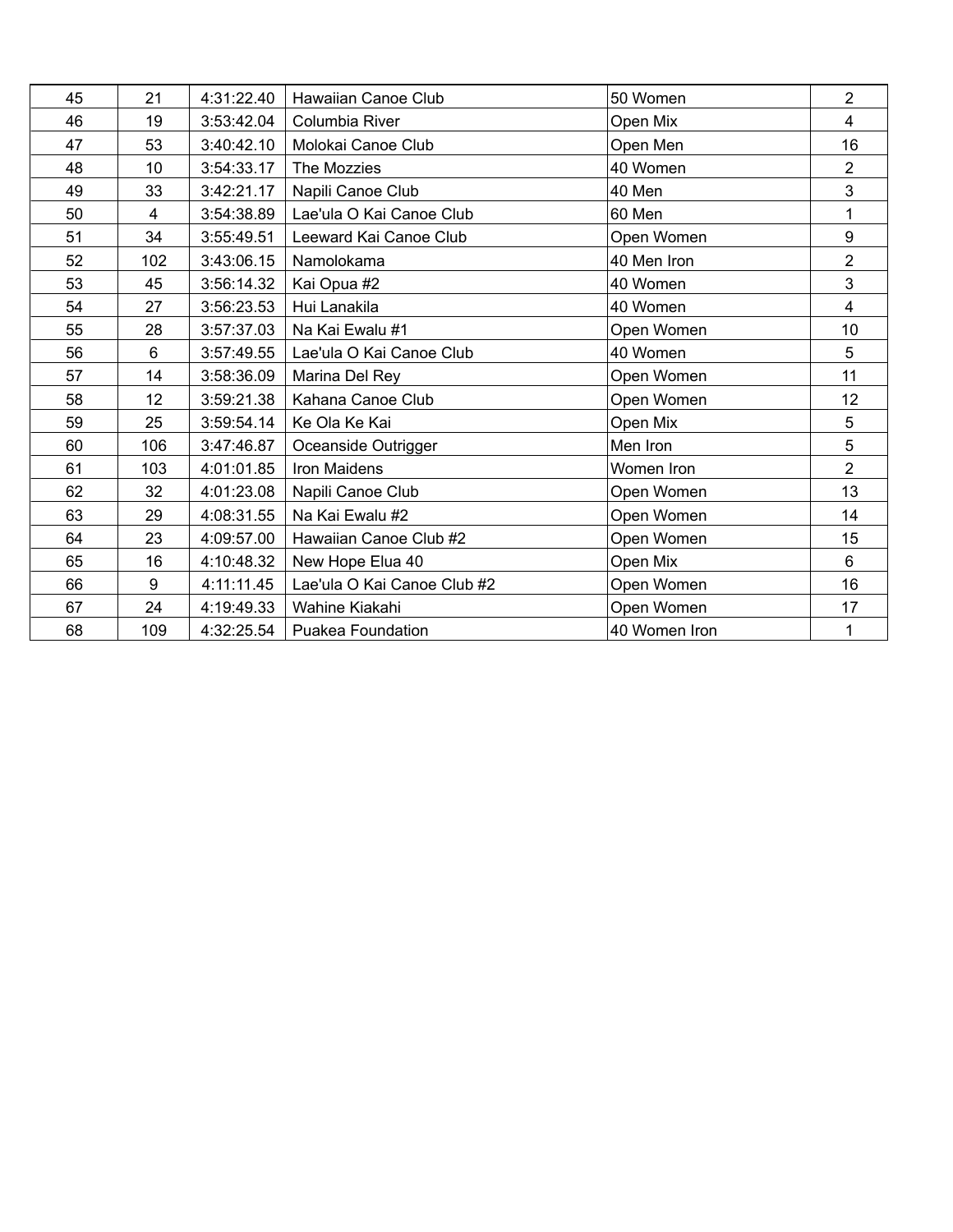| | | | | | |
|---|---|---|---|---|---|
| 45 | 21 | 4:31:22.40 | Hawaiian Canoe Club | 50 Women | 2 |
| 46 | 19 | 3:53:42.04 | Columbia River | Open Mix | 4 |
| 47 | 53 | 3:40:42.10 | Molokai Canoe Club | Open Men | 16 |
| 48 | 10 | 3:54:33.17 | The Mozzies | 40 Women | 2 |
| 49 | 33 | 3:42:21.17 | Napili Canoe Club | 40 Men | 3 |
| 50 | 4 | 3:54:38.89 | Lae'ula O Kai Canoe Club | 60 Men | 1 |
| 51 | 34 | 3:55:49.51 | Leeward Kai Canoe Club | Open Women | 9 |
| 52 | 102 | 3:43:06.15 | Namolokama | 40 Men Iron | 2 |
| 53 | 45 | 3:56:14.32 | Kai Opua #2 | 40 Women | 3 |
| 54 | 27 | 3:56:23.53 | Hui Lanakila | 40 Women | 4 |
| 55 | 28 | 3:57:37.03 | Na Kai Ewalu #1 | Open Women | 10 |
| 56 | 6 | 3:57:49.55 | Lae'ula O Kai Canoe Club | 40 Women | 5 |
| 57 | 14 | 3:58:36.09 | Marina Del Rey | Open Women | 11 |
| 58 | 12 | 3:59:21.38 | Kahana Canoe Club | Open Women | 12 |
| 59 | 25 | 3:59:54.14 | Ke Ola Ke Kai | Open Mix | 5 |
| 60 | 106 | 3:47:46.87 | Oceanside Outrigger | Men Iron | 5 |
| 61 | 103 | 4:01:01.85 | Iron Maidens | Women Iron | 2 |
| 62 | 32 | 4:01:23.08 | Napili Canoe Club | Open Women | 13 |
| 63 | 29 | 4:08:31.55 | Na Kai Ewalu #2 | Open Women | 14 |
| 64 | 23 | 4:09:57.00 | Hawaiian Canoe Club #2 | Open Women | 15 |
| 65 | 16 | 4:10:48.32 | New Hope Elua 40 | Open Mix | 6 |
| 66 | 9 | 4:11:11.45 | Lae'ula O Kai Canoe Club #2 | Open Women | 16 |
| 67 | 24 | 4:19:49.33 | Wahine Kiakahi | Open Women | 17 |
| 68 | 109 | 4:32:25.54 | Puakea Foundation | 40 Women Iron | 1 |